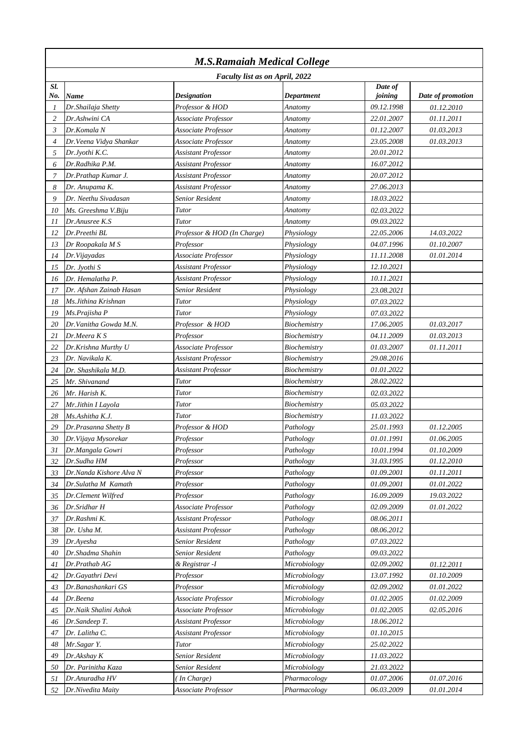## *M.S.Ramaiah Medical College*

### *Faculty list as on April, 2022*

| Sl. No. | Name | Designation | Department | Date of joining | Date of promotion |
|---|---|---|---|---|---|
| 1 | Dr.Shailaja Shetty | Professor & HOD | Anatomy | 09.12.1998 | 01.12.2010 |
| 2 | Dr.Ashwini CA | Associate Professor | Anatomy | 22.01.2007 | 01.11.2011 |
| 3 | Dr.Komala N | Associate Professor | Anatomy | 01.12.2007 | 01.03.2013 |
| 4 | Dr.Veena Vidya Shankar | Associate Professor | Anatomy | 23.05.2008 | 01.03.2013 |
| 5 | Dr.Jyothi K.C. | Assistant Professor | Anatomy | 20.01.2012 | |
| 6 | Dr.Radhika P.M. | Assistant Professor | Anatomy | 16.07.2012 | |
| 7 | Dr.Prathap Kumar J. | Assistant Professor | Anatomy | 20.07.2012 | |
| 8 | Dr. Anupama K. | Assistant Professor | Anatomy | 27.06.2013 | |
| 9 | Dr. Neethu Sivadasan | Senior Resident | Anatomy | 18.03.2022 | |
| 10 | Ms. Greeshma V.Biju | Tutor | Anatomy | 02.03.2022 | |
| 11 | Dr.Anusree K.S | Tutor | Anatomy | 09.03.2022 | |
| 12 | Dr.Preethi BL | Professor & HOD (In Charge) | Physiology | 22.05.2006 | 14.03.2022 |
| 13 | Dr Roopakala M S | Professor | Physiology | 04.07.1996 | 01.10.2007 |
| 14 | Dr.Vijayadas | Associate Professor | Physiology | 11.11.2008 | 01.01.2014 |
| 15 | Dr. Jyothi S | Assistant Professor | Physiology | 12.10.2021 | |
| 16 | Dr. Hemalatha P. | Assistant Professor | Physiology | 10.11.2021 | |
| 17 | Dr. Afshan Zainab Hasan | Senior Resident | Physiology | 23.08.2021 | |
| 18 | Ms.Jithina Krishnan | Tutor | Physiology | 07.03.2022 | |
| 19 | Ms.Prajisha P | Tutor | Physiology | 07.03.2022 | |
| 20 | Dr.Vanitha Gowda M.N. | Professor & HOD | Biochemistry | 17.06.2005 | 01.03.2017 |
| 21 | Dr.Meera K S | Professor | Biochemistry | 04.11.2009 | 01.03.2013 |
| 22 | Dr.Krishna Murthy U | Associate Professor | Biochemistry | 01.03.2007 | 01.11.2011 |
| 23 | Dr. Navikala K. | Assistant Professor | Biochemistry | 29.08.2016 | |
| 24 | Dr. Shashikala M.D. | Assistant Professor | Biochemistry | 01.01.2022 | |
| 25 | Mr. Shivanand | Tutor | Biochemistry | 28.02.2022 | |
| 26 | Mr. Harish K. | Tutor | Biochemistry | 02.03.2022 | |
| 27 | Mr.Jithin I Layola | Tutor | Biochemistry | 05.03.2022 | |
| 28 | Ms.Ashitha K.J. | Tutor | Biochemistry | 11.03.2022 | |
| 29 | Dr.Prasanna Shetty B | Professor & HOD | Pathology | 25.01.1993 | 01.12.2005 |
| 30 | Dr.Vijaya Mysorekar | Professor | Pathology | 01.01.1991 | 01.06.2005 |
| 31 | Dr.Mangala Gowri | Professor | Pathology | 10.01.1994 | 01.10.2009 |
| 32 | Dr.Sudha HM | Professor | Pathology | 31.03.1995 | 01.12.2010 |
| 33 | Dr.Nanda Kishore Alva N | Professor | Pathology | 01.09.2001 | 01.11.2011 |
| 34 | Dr.Sulatha M Kamath | Professor | Pathology | 01.09.2001 | 01.01.2022 |
| 35 | Dr.Clement Wilfred | Professor | Pathology | 16.09.2009 | 19.03.2022 |
| 36 | Dr.Sridhar H | Associate Professor | Pathology | 02.09.2009 | 01.01.2022 |
| 37 | Dr.Rashmi K. | Assistant Professor | Pathology | 08.06.2011 | |
| 38 | Dr. Usha M. | Assistant Professor | Pathology | 08.06.2012 | |
| 39 | Dr.Ayesha | Senior Resident | Pathology | 07.03.2022 | |
| 40 | Dr.Shadma Shahin | Senior Resident | Pathology | 09.03.2022 | |
| 41 | Dr.Prathab AG | & Registrar -I | Microbiology | 02.09.2002 | 01.12.2011 |
| 42 | Dr.Gayathri Devi | Professor | Microbiology | 13.07.1992 | 01.10.2009 |
| 43 | Dr.Banashankari GS | Professor | Microbiology | 02.09.2002 | 01.01.2022 |
| 44 | Dr.Beena | Associate Professor | Microbiology | 01.02.2005 | 01.02.2009 |
| 45 | Dr.Naik Shalini Ashok | Associate Professor | Microbiology | 01.02.2005 | 02.05.2016 |
| 46 | Dr.Sandeep T. | Assistant Professor | Microbiology | 18.06.2012 | |
| 47 | Dr. Lalitha C. | Assistant Professor | Microbiology | 01.10.2015 | |
| 48 | Mr.Sagar Y. | Tutor | Microbiology | 25.02.2022 | |
| 49 | Dr.Akshay K | Senior Resident | Microbiology | 11.03.2022 | |
| 50 | Dr. Parinitha Kaza | Senior Resident | Microbiology | 21.03.2022 | |
| 51 | Dr.Anuradha HV | ( In Charge) | Pharmacology | 01.07.2006 | 01.07.2016 |
| 52 | Dr.Nivedita Maity | Associate Professor | Pharmacology | 06.03.2009 | 01.01.2014 |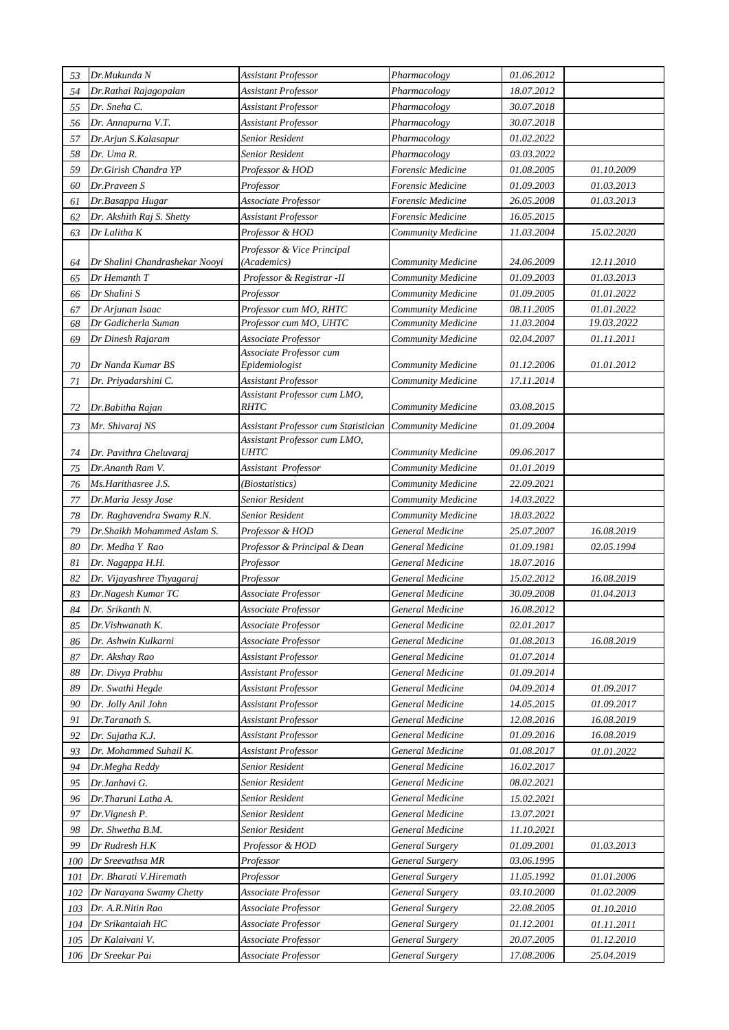| 53 | Dr.Mukunda N | Assistant Professor | Pharmacology | 01.06.2012 | |
|---|---|---|---|---|---|
| 54 | Dr.Rathai Rajagopalan | Assistant Professor | Pharmacology | 18.07.2012 | |
| 55 | Dr. Sneha C. | Assistant Professor | Pharmacology | 30.07.2018 | |
| 56 | Dr. Annapurna V.T. | Assistant Professor | Pharmacology | 30.07.2018 | |
| 57 | Dr.Arjun S.Kalasapur | Senior Resident | Pharmacology | 01.02.2022 | |
| 58 | Dr. Uma R. | Senior Resident | Pharmacology | 03.03.2022 | |
| 59 | Dr.Girish Chandra YP | Professor & HOD | Forensic Medicine | 01.08.2005 | 01.10.2009 |
| 60 | Dr.Praveen S | Professor | Forensic Medicine | 01.09.2003 | 01.03.2013 |
| 61 | Dr.Basappa Hugar | Associate Professor | Forensic Medicine | 26.05.2008 | 01.03.2013 |
| 62 | Dr. Akshith Raj S. Shetty | Assistant Professor | Forensic Medicine | 16.05.2015 | |
| 63 | Dr Lalitha K | Professor & HOD | Community Medicine | 11.03.2004 | 15.02.2020 |
| 64 | Dr Shalini Chandrashekar Nooyi | Professor & Vice Principal (Academics) | Community Medicine | 24.06.2009 | 12.11.2010 |
| 65 | Dr Hemanth T | Professor & Registrar -II | Community Medicine | 01.09.2003 | 01.03.2013 |
| 66 | Dr Shalini S | Professor | Community Medicine | 01.09.2005 | 01.01.2022 |
| 67 | Dr Arjunan Isaac | Professor cum MO, RHTC | Community Medicine | 08.11.2005 | 01.01.2022 |
| 68 | Dr Gadicherla Suman | Professor cum MO, UHTC | Community Medicine | 11.03.2004 | 19.03.2022 |
| 69 | Dr Dinesh Rajaram | Associate Professor | Community Medicine | 02.04.2007 | 01.11.2011 |
| 70 | Dr Nanda Kumar BS | Associate Professor cum Epidemiologist | Community Medicine | 01.12.2006 | 01.01.2012 |
| 71 | Dr. Priyadarshini C. | Assistant Professor | Community Medicine | 17.11.2014 | |
| 72 | Dr.Babitha Rajan | Assistant Professor cum LMO, RHTC | Community Medicine | 03.08.2015 | |
| 73 | Mr. Shivaraj NS | Assistant Professor cum Statistician | Community Medicine | 01.09.2004 | |
| 74 | Dr. Pavithra Cheluvaraj | Assistant Professor cum LMO, UHTC | Community Medicine | 09.06.2017 | |
| 75 | Dr.Ananth Ram V. | Assistant Professor | Community Medicine | 01.01.2019 | |
| 76 | Ms.Harithasree J.S. | (Biostatistics) | Community Medicine | 22.09.2021 | |
| 77 | Dr.Maria Jessy Jose | Senior Resident | Community Medicine | 14.03.2022 | |
| 78 | Dr. Raghavendra Swamy R.N. | Senior Resident | Community Medicine | 18.03.2022 | |
| 79 | Dr.Shaikh Mohammed Aslam S. | Professor & HOD | General Medicine | 25.07.2007 | 16.08.2019 |
| 80 | Dr. Medha Y Rao | Professor & Principal & Dean | General Medicine | 01.09.1981 | 02.05.1994 |
| 81 | Dr. Nagappa H.H. | Professor | General Medicine | 18.07.2016 | |
| 82 | Dr. Vijayashree Thyagaraj | Professor | General Medicine | 15.02.2012 | 16.08.2019 |
| 83 | Dr.Nagesh Kumar TC | Associate Professor | General Medicine | 30.09.2008 | 01.04.2013 |
| 84 | Dr. Srikanth N. | Associate Professor | General Medicine | 16.08.2012 | |
| 85 | Dr.Vishwanath K. | Associate Professor | General Medicine | 02.01.2017 | |
| 86 | Dr. Ashwin Kulkarni | Associate Professor | General Medicine | 01.08.2013 | 16.08.2019 |
| 87 | Dr. Akshay Rao | Assistant Professor | General Medicine | 01.07.2014 | |
| 88 | Dr. Divya Prabhu | Assistant Professor | General Medicine | 01.09.2014 | |
| 89 | Dr. Swathi Hegde | Assistant Professor | General Medicine | 04.09.2014 | 01.09.2017 |
| 90 | Dr. Jolly Anil John | Assistant Professor | General Medicine | 14.05.2015 | 01.09.2017 |
| 91 | Dr.Taranath S. | Assistant Professor | General Medicine | 12.08.2016 | 16.08.2019 |
| 92 | Dr. Sujatha K.J. | Assistant Professor | General Medicine | 01.09.2016 | 16.08.2019 |
| 93 | Dr. Mohammed Suhail K. | Assistant Professor | General Medicine | 01.08.2017 | 01.01.2022 |
| 94 | Dr.Megha Reddy | Senior Resident | General Medicine | 16.02.2017 | |
| 95 | Dr.Janhavi G. | Senior Resident | General Medicine | 08.02.2021 | |
| 96 | Dr.Tharuni Latha A. | Senior Resident | General Medicine | 15.02.2021 | |
| 97 | Dr.Vignesh P. | Senior Resident | General Medicine | 13.07.2021 | |
| 98 | Dr. Shwetha B.M. | Senior Resident | General Medicine | 11.10.2021 | |
| 99 | Dr Rudresh H.K | Professor & HOD | General Surgery | 01.09.2001 | 01.03.2013 |
| 100 | Dr Sreevathsa MR | Professor | General Surgery | 03.06.1995 | |
| 101 | Dr. Bharati V.Hiremath | Professor | General Surgery | 11.05.1992 | 01.01.2006 |
| 102 | Dr Narayana Swamy Chetty | Associate Professor | General Surgery | 03.10.2000 | 01.02.2009 |
| 103 | Dr. A.R.Nitin Rao | Associate Professor | General Surgery | 22.08.2005 | 01.10.2010 |
| 104 | Dr Srikantaiah HC | Associate Professor | General Surgery | 01.12.2001 | 01.11.2011 |
| 105 | Dr Kalaivani V. | Associate Professor | General Surgery | 20.07.2005 | 01.12.2010 |
| 106 | Dr Sreekar Pai | Associate Professor | General Surgery | 17.08.2006 | 25.04.2019 |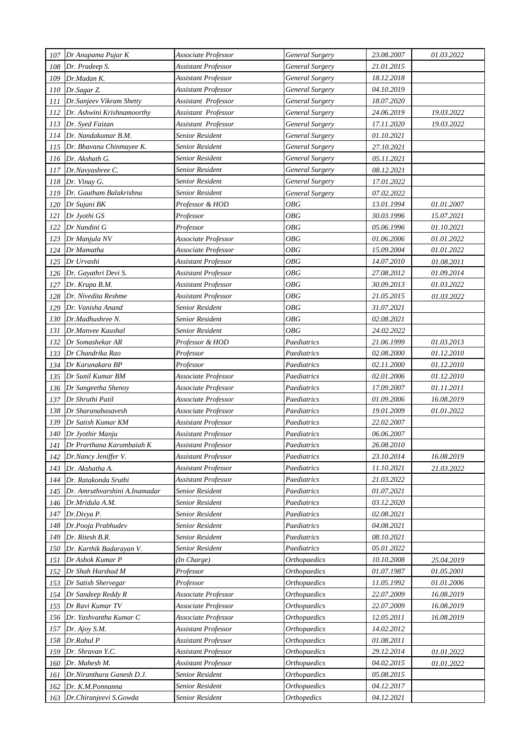| | | | | | |
|---|---|---|---|---|---|
| *107* | *Dr Anupama Pujar K* | *Associate Professor* | *General Surgery* | *23.08.2007* | *01.03.2022* |
| *108* | *Dr. Pradeep S.* | *Assistant Professor* | *General Surgery* | *21.01.2015* | |
| *109* | *Dr.Madan K.* | *Assistant Professor* | *General Surgery* | *18.12.2018* | |
| *110* | *Dr.Sagar Z.* | *Assistant Professor* | *General Surgery* | *04.10.2019* | |
| *111* | *Dr.Sanjeev Vikram Shetty* | *Assistant Professor* | *General Surgery* | *18.07.2020* | |
| *112* | *Dr. Ashwini Krishnamoorthy* | *Assistant Professor* | *General Surgery* | *24.06.2019* | *19.03.2022* |
| *113* | *Dr. Syed Faizan* | *Assistant Professor* | *General Surgery* | *17.11.2020* | *19.03.2022* |
| *114* | *Dr. Nandakumar B.M.* | *Senior Resident* | *General Surgery* | *01.10.2021* | |
| *115* | *Dr. Bhavana Chinmayee K.* | *Senior Resident* | *General Surgery* | *27.10.2021* | |
| *116* | *Dr. Akshath G.* | *Senior Resident* | *General Surgery* | *05.11.2021* | |
| *117* | *Dr.Navyashree C.* | *Senior Resident* | *General Surgery* | *08.12.2021* | |
| *118* | *Dr. Vinay G.* | *Senior Resident* | *General Surgery* | *17.01.2022* | |
| *119* | *Dr. Gautham Balakrishna* | *Senior Resident* | *General Surgery* | *07.02.2022* | |
| *120* | *Dr Sujani BK* | *Professor & HOD* | *OBG* | *13.01.1994* | *01.01.2007* |
| *121* | *Dr Jyothi GS* | *Professor* | *OBG* | *30.03.1996* | *15.07.2021* |
| *122* | *Dr Nandini G* | *Professor* | *OBG* | *05.06.1996* | *01.10.2021* |
| *123* | *Dr Manjula NV* | *Associate Professor* | *OBG* | *01.06.2006* | *01.01.2022* |
| *124* | *Dr Mamatha* | *Associate Professor* | *OBG* | *15.09.2004* | *01.01.2022* |
| *125* | *Dr Urvashi* | *Assistant Professor* | *OBG* | *14.07.2010* | *01.08.2011* |
| *126* | *Dr. Gayathri Devi S.* | *Assistant Professor* | *OBG* | *27.08.2012* | *01.09.2014* |
| *127* | *Dr. Krupa B.M.* | *Assistant Professor* | *OBG* | *30.09.2013* | *01.03.2022* |
| *128* | *Dr. Nivedita Reshme* | *Assistant Professor* | *OBG* | *21.05.2015* | *01.03.2022* |
| *129* | *Dr. Vanisha Anand* | *Senior Resident* | *OBG* | *31.07.2021* | |
| *130* | *Dr.Madhushree N.* | *Senior Resident* | *OBG* | *02.08.2021* | |
| *131* | *Dr.Manvee Kaushal* | *Senior Resident* | *OBG* | *24.02.2022* | |
| *132* | *Dr Somashekar AR* | *Professor & HOD* | *Paediatrics* | *21.06.1999* | *01.03.2013* |
| *133* | *Dr Chandrika Rao* | *Professor* | *Paediatrics* | *02.08.2000* | *01.12.2010* |
| *134* | *Dr Karunakara BP* | *Professor* | *Paediatrics* | *02.11.2000* | *01.12.2010* |
| *135* | *Dr Sunil Kumar BM* | *Associate Professor* | *Paediatrics* | *02.01.2006* | *01.12.2010* |
| *136* | *Dr Sangeetha Shenoy* | *Associate Professor* | *Paediatrics* | *17.09.2007* | *01.11.2011* |
| *137* | *Dr Shruthi Patil* | *Associate Professor* | *Paediatrics* | *01.09.2006* | *16.08.2019* |
| *138* | *Dr Sharanabasavesh* | *Associate Professor* | *Paediatrics* | *19.01.2009* | *01.01.2022* |
| *139* | *Dr Satish Kumar KM* | *Assistant Professor* | *Paediatrics* | *22.02.2007* | |
| *140* | *Dr Jyothir Manju* | *Assistant Professor* | *Paediatrics* | *06.06.2007* | |
| *141* | *Dr Prarthana Karumbaiah K* | *Assistant Professor* | *Paediatrics* | *26.08.2010* | |
| *142* | *Dr.Nancy Jeniffer V.* | *Assistant Professor* | *Paediatrics* | *23.10.2014* | *16.08.2019* |
| *143* | *Dr. Akshatha A.* | *Assistant Professor* | *Paediatrics* | *11.10.2021* | *21.03.2022* |
| *144* | *Dr. Ratakonda Sruthi* | *Assistant Professor* | *Paediatrics* | *21.03.2022* | |
| *145* | *Dr. Amruthvarshini A.Inamadar* | *Senior Resident* | *Paediatrics* | *01.07.2021* | |
| *146* | *Dr.Mridula A.M.* | *Senior Resident* | *Paediatrics* | *03.12.2020* | |
| *147* | *Dr.Divya P.* | *Senior Resident* | *Paediatrics* | *02.08.2021* | |
| *148* | *Dr.Pooja Prabhudev* | *Senior Resident* | *Paediatrics* | *04.08.2021* | |
| *149* | *Dr. Ritesh B.R.* | *Senior Resident* | *Paediatrics* | *08.10.2021* | |
| *150* | *Dr. Karthik Badarayan V.* | *Senior Resident* | *Paediatrics* | *05.01.2022* | |
| *151* | *Dr Ashok Kumar P* | *(In Charge)* | *Orthopaedics* | *10.10.2008* | *25.04.2019* |
| *152* | *Dr Shah Harshad M* | *Professor* | *Orthopaedics* | *01.07.1987* | *01.05.2001* |
| *153* | *Dr Satish Shervegar* | *Professor* | *Orthopaedics* | *11.05.1992* | *01.01.2006* |
| *154* | *Dr Sandeep Reddy R* | *Associate Professor* | *Orthopaedics* | *22.07.2009* | *16.08.2019* |
| *155* | *Dr Ravi Kumar TV* | *Associate Professor* | *Orthopaedics* | *22.07.2009* | *16.08.2019* |
| *156* | *Dr. Yashvantha Kumar C* | *Associate Professor* | *Orthopaedics* | *12.05.2011* | *16.08.2019* |
| *157* | *Dr. Ajoy S.M.* | *Assistant Professor* | *Orthopaedics* | *14.02.2012* | |
| *158* | *Dr.Rahul P* | *Assistant Professor* | *Orthopaedics* | *01.08.2011* | |
| *159* | *Dr. Shravan Y.C.* | *Assistant Professor* | *Orthopaedics* | *29.12.2014* | *01.01.2022* |
| *160* | *Dr. Mahesh M.* | *Assistant Professor* | *Orthopaedics* | *04.02.2015* | *01.01.2022* |
| *161* | *Dr.Niranthara Ganesh D.J.* | *Senior Resident* | *Orthopaedics* | *05.08.2015* | |
| *162* | *Dr. K.M.Ponnanna* | *Senior Resident* | *Orthopaedics* | *04.12.2017* | |
| *163* | *Dr.Chiranjeevi S.Gowda* | *Senior Resident* | *Orthopedics* | *04.12.2021* | |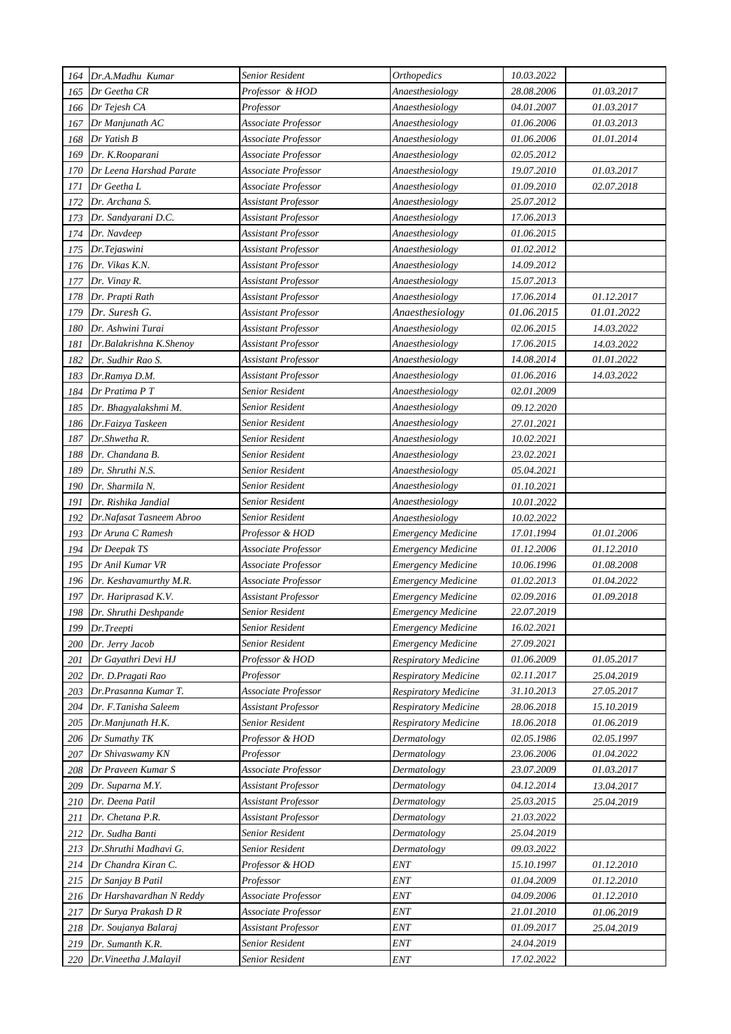| 164 | Dr.A.Madhu Kumar | Senior Resident | Orthopedics | 10.03.2022 | |
|---|---|---|---|---|---|
| 165 | Dr Geetha CR | Professor & HOD | Anaesthesiology | 28.08.2006 | 01.03.2017 |
| 166 | Dr Tejesh CA | Professor | Anaesthesiology | 04.01.2007 | 01.03.2017 |
| 167 | Dr Manjunath AC | Associate Professor | Anaesthesiology | 01.06.2006 | 01.03.2013 |
| 168 | Dr Yatish B | Associate Professor | Anaesthesiology | 01.06.2006 | 01.01.2014 |
| 169 | Dr. K.Rooparani | Associate Professor | Anaesthesiology | 02.05.2012 | |
| 170 | Dr Leena Harshad Parate | Associate Professor | Anaesthesiology | 19.07.2010 | 01.03.2017 |
| 171 | Dr Geetha L | Associate Professor | Anaesthesiology | 01.09.2010 | 02.07.2018 |
| 172 | Dr. Archana S. | Assistant Professor | Anaesthesiology | 25.07.2012 | |
| 173 | Dr. Sandyarani D.C. | Assistant Professor | Anaesthesiology | 17.06.2013 | |
| 174 | Dr. Navdeep | Assistant Professor | Anaesthesiology | 01.06.2015 | |
| 175 | Dr.Tejaswini | Assistant Professor | Anaesthesiology | 01.02.2012 | |
| 176 | Dr. Vikas K.N. | Assistant Professor | Anaesthesiology | 14.09.2012 | |
| 177 | Dr. Vinay R. | Assistant Professor | Anaesthesiology | 15.07.2013 | |
| 178 | Dr. Prapti Rath | Assistant Professor | Anaesthesiology | 17.06.2014 | 01.12.2017 |
| 179 | Dr. Suresh G. | Assistant Professor | Anaesthesiology | 01.06.2015 | 01.01.2022 |
| 180 | Dr. Ashwini Turai | Assistant Professor | Anaesthesiology | 02.06.2015 | 14.03.2022 |
| 181 | Dr.Balakrishna K.Shenoy | Assistant Professor | Anaesthesiology | 17.06.2015 | 14.03.2022 |
| 182 | Dr. Sudhir Rao S. | Assistant Professor | Anaesthesiology | 14.08.2014 | 01.01.2022 |
| 183 | Dr.Ramya D.M. | Assistant Professor | Anaesthesiology | 01.06.2016 | 14.03.2022 |
| 184 | Dr Pratima P T | Senior Resident | Anaesthesiology | 02.01.2009 | |
| 185 | Dr. Bhagyalakshmi M. | Senior Resident | Anaesthesiology | 09.12.2020 | |
| 186 | Dr.Faizya Taskeen | Senior Resident | Anaesthesiology | 27.01.2021 | |
| 187 | Dr.Shwetha R. | Senior Resident | Anaesthesiology | 10.02.2021 | |
| 188 | Dr. Chandana B. | Senior Resident | Anaesthesiology | 23.02.2021 | |
| 189 | Dr. Shruthi N.S. | Senior Resident | Anaesthesiology | 05.04.2021 | |
| 190 | Dr. Sharmila N. | Senior Resident | Anaesthesiology | 01.10.2021 | |
| 191 | Dr. Rishika Jandial | Senior Resident | Anaesthesiology | 10.01.2022 | |
| 192 | Dr.Nafasat Tasneem Abroo | Senior Resident | Anaesthesiology | 10.02.2022 | |
| 193 | Dr Aruna C Ramesh | Professor & HOD | Emergency Medicine | 17.01.1994 | 01.01.2006 |
| 194 | Dr Deepak TS | Associate Professor | Emergency Medicine | 01.12.2006 | 01.12.2010 |
| 195 | Dr Anil Kumar VR | Associate Professor | Emergency Medicine | 10.06.1996 | 01.08.2008 |
| 196 | Dr. Keshavamurthy M.R. | Associate Professor | Emergency Medicine | 01.02.2013 | 01.04.2022 |
| 197 | Dr. Hariprasad K.V. | Assistant Professor | Emergency Medicine | 02.09.2016 | 01.09.2018 |
| 198 | Dr. Shruthi Deshpande | Senior Resident | Emergency Medicine | 22.07.2019 | |
| 199 | Dr.Treepti | Senior Resident | Emergency Medicine | 16.02.2021 | |
| 200 | Dr. Jerry Jacob | Senior Resident | Emergency Medicine | 27.09.2021 | |
| 201 | Dr Gayathri Devi HJ | Professor & HOD | Respiratory Medicine | 01.06.2009 | 01.05.2017 |
| 202 | Dr. D.Pragati Rao | Professor | Respiratory Medicine | 02.11.2017 | 25.04.2019 |
| 203 | Dr.Prasanna Kumar T. | Associate Professor | Respiratory Medicine | 31.10.2013 | 27.05.2017 |
| 204 | Dr. F.Tanisha Saleem | Assistant Professor | Respiratory Medicine | 28.06.2018 | 15.10.2019 |
| 205 | Dr.Manjunath H.K. | Senior Resident | Respiratory Medicine | 18.06.2018 | 01.06.2019 |
| 206 | Dr Sumathy TK | Professor & HOD | Dermatology | 02.05.1986 | 02.05.1997 |
| 207 | Dr Shivaswamy KN | Professor | Dermatology | 23.06.2006 | 01.04.2022 |
| 208 | Dr Praveen Kumar S | Associate Professor | Dermatology | 23.07.2009 | 01.03.2017 |
| 209 | Dr. Suparna M.Y. | Assistant Professor | Dermatology | 04.12.2014 | 13.04.2017 |
| 210 | Dr. Deena Patil | Assistant Professor | Dermatology | 25.03.2015 | 25.04.2019 |
| 211 | Dr. Chetana P.R. | Assistant Professor | Dermatology | 21.03.2022 | |
| 212 | Dr. Sudha Banti | Senior Resident | Dermatology | 25.04.2019 | |
| 213 | Dr.Shruthi Madhavi G. | Senior Resident | Dermatology | 09.03.2022 | |
| 214 | Dr Chandra Kiran C. | Professor & HOD | ENT | 15.10.1997 | 01.12.2010 |
| 215 | Dr Sanjay B Patil | Professor | ENT | 01.04.2009 | 01.12.2010 |
| 216 | Dr Harshavardhan N Reddy | Associate Professor | ENT | 04.09.2006 | 01.12.2010 |
| 217 | Dr Surya Prakash D R | Associate Professor | ENT | 21.01.2010 | 01.06.2019 |
| 218 | Dr. Soujanya Balaraj | Assistant Professor | ENT | 01.09.2017 | 25.04.2019 |
| 219 | Dr. Sumanth K.R. | Senior Resident | ENT | 24.04.2019 | |
| 220 | Dr.Vineetha J.Malayil | Senior Resident | ENT | 17.02.2022 | |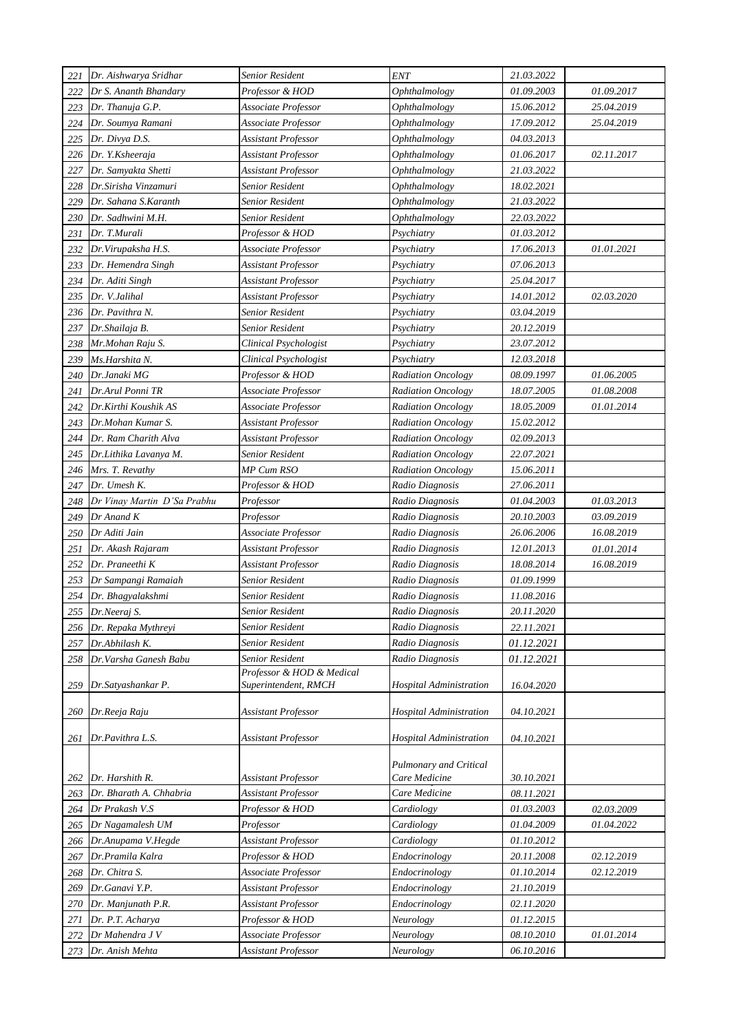| 221 | Dr. Aishwarya Sridhar | Senior Resident | ENT | 21.03.2022 | |
|---|---|---|---|---|---|
| 222 | Dr S. Ananth Bhandary | Professor & HOD | Ophthalmology | 01.09.2003 | 01.09.2017 |
| 223 | Dr. Thanuja G.P. | Associate Professor | Ophthalmology | 15.06.2012 | 25.04.2019 |
| 224 | Dr. Soumya Ramani | Associate Professor | Ophthalmology | 17.09.2012 | 25.04.2019 |
| 225 | Dr. Divya D.S. | Assistant Professor | Ophthalmology | 04.03.2013 | |
| 226 | Dr. Y.Ksheeraja | Assistant Professor | Ophthalmology | 01.06.2017 | 02.11.2017 |
| 227 | Dr. Samyakta Shetti | Assistant Professor | Ophthalmology | 21.03.2022 | |
| 228 | Dr.Sirisha Vinzamuri | Senior Resident | Ophthalmology | 18.02.2021 | |
| 229 | Dr. Sahana S.Karanth | Senior Resident | Ophthalmology | 21.03.2022 | |
| 230 | Dr. Sadhwini M.H. | Senior Resident | Ophthalmology | 22.03.2022 | |
| 231 | Dr. T.Murali | Professor & HOD | Psychiatry | 01.03.2012 | |
| 232 | Dr.Virupaksha H.S. | Associate Professor | Psychiatry | 17.06.2013 | 01.01.2021 |
| 233 | Dr. Hemendra Singh | Assistant Professor | Psychiatry | 07.06.2013 | |
| 234 | Dr. Aditi Singh | Assistant Professor | Psychiatry | 25.04.2017 | |
| 235 | Dr. V.Jalihal | Assistant Professor | Psychiatry | 14.01.2012 | 02.03.2020 |
| 236 | Dr. Pavithra N. | Senior Resident | Psychiatry | 03.04.2019 | |
| 237 | Dr.Shailaja B. | Senior Resident | Psychiatry | 20.12.2019 | |
| 238 | Mr.Mohan Raju S. | Clinical Psychologist | Psychiatry | 23.07.2012 | |
| 239 | Ms.Harshita N. | Clinical Psychologist | Psychiatry | 12.03.2018 | |
| 240 | Dr.Janaki MG | Professor & HOD | Radiation Oncology | 08.09.1997 | 01.06.2005 |
| 241 | Dr.Arul Ponni TR | Associate Professor | Radiation Oncology | 18.07.2005 | 01.08.2008 |
| 242 | Dr.Kirthi Koushik AS | Associate Professor | Radiation Oncology | 18.05.2009 | 01.01.2014 |
| 243 | Dr.Mohan Kumar S. | Assistant Professor | Radiation Oncology | 15.02.2012 | |
| 244 | Dr. Ram Charith Alva | Assistant Professor | Radiation Oncology | 02.09.2013 | |
| 245 | Dr.Lithika Lavanya M. | Senior Resident | Radiation Oncology | 22.07.2021 | |
| 246 | Mrs. T. Revathy | MP Cum RSO | Radiation Oncology | 15.06.2011 | |
| 247 | Dr. Umesh K. | Professor & HOD | Radio Diagnosis | 27.06.2011 | |
| 248 | Dr Vinay Martin D'Sa Prabhu | Professor | Radio Diagnosis | 01.04.2003 | 01.03.2013 |
| 249 | Dr Anand K | Professor | Radio Diagnosis | 20.10.2003 | 03.09.2019 |
| 250 | Dr Aditi Jain | Associate Professor | Radio Diagnosis | 26.06.2006 | 16.08.2019 |
| 251 | Dr. Akash Rajaram | Assistant Professor | Radio Diagnosis | 12.01.2013 | 01.01.2014 |
| 252 | Dr. Praneethi K | Assistant Professor | Radio Diagnosis | 18.08.2014 | 16.08.2019 |
| 253 | Dr Sampangi Ramaiah | Senior Resident | Radio Diagnosis | 01.09.1999 | |
| 254 | Dr. Bhagyalakshmi | Senior Resident | Radio Diagnosis | 11.08.2016 | |
| 255 | Dr.Neeraj S. | Senior Resident | Radio Diagnosis | 20.11.2020 | |
| 256 | Dr. Repaka Mythreyi | Senior Resident | Radio Diagnosis | 22.11.2021 | |
| 257 | Dr.Abhilash K. | Senior Resident | Radio Diagnosis | 01.12.2021 | |
| 258 | Dr.Varsha Ganesh Babu | Senior Resident | Radio Diagnosis | 01.12.2021 | |
| 259 | Dr.Satyashankar P. | Professor & HOD & Medical Superintendent, RMCH | Hospital Administration | 16.04.2020 | |
| 260 | Dr.Reeja Raju | Assistant Professor | Hospital Administration | 04.10.2021 | |
| 261 | Dr.Pavithra L.S. | Assistant Professor | Hospital Administration | 04.10.2021 | |
| 262 | Dr. Harshith R. | Assistant Professor | Pulmonary and Critical Care Medicine | 30.10.2021 | |
| 263 | Dr. Bharath A. Chhabria | Assistant Professor | Care Medicine | 08.11.2021 | |
| 264 | Dr Prakash V.S | Professor & HOD | Cardiology | 01.03.2003 | 02.03.2009 |
| 265 | Dr Nagamalesh UM | Professor | Cardiology | 01.04.2009 | 01.04.2022 |
| 266 | Dr.Anupama V.Hegde | Assistant Professor | Cardiology | 01.10.2012 | |
| 267 | Dr.Pramila Kalra | Professor & HOD | Endocrinology | 20.11.2008 | 02.12.2019 |
| 268 | Dr. Chitra S. | Associate Professor | Endocrinology | 01.10.2014 | 02.12.2019 |
| 269 | Dr.Ganavi Y.P. | Assistant Professor | Endocrinology | 21.10.2019 | |
| 270 | Dr. Manjunath P.R. | Assistant Professor | Endocrinology | 02.11.2020 | |
| 271 | Dr. P.T. Acharya | Professor & HOD | Neurology | 01.12.2015 | |
| 272 | Dr Mahendra J V | Associate Professor | Neurology | 08.10.2010 | 01.01.2014 |
| 273 | Dr. Anish Mehta | Assistant Professor | Neurology | 06.10.2016 | |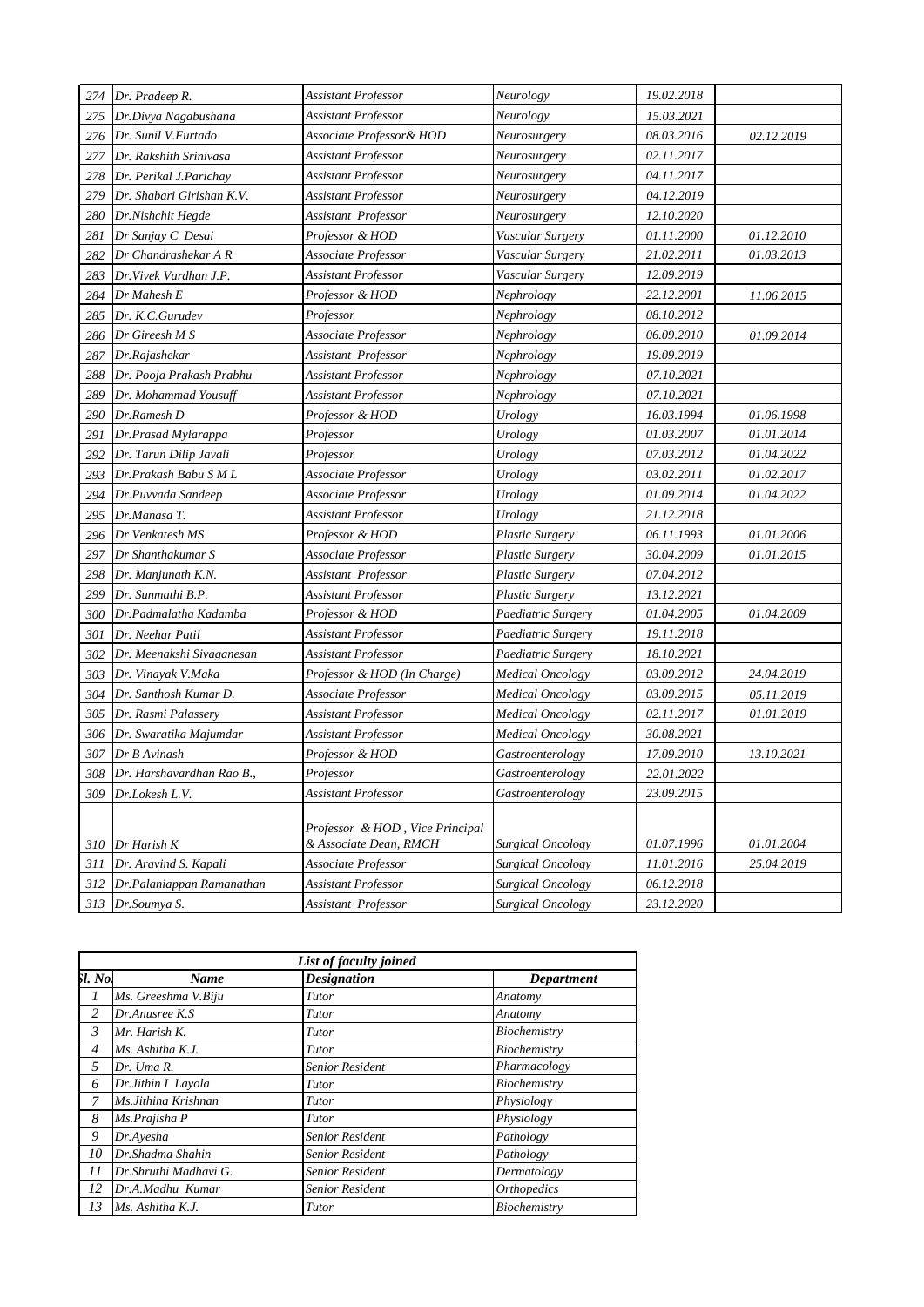| | | | | | |
|---|---|---|---|---|---|
| 274 | Dr. Pradeep R. | Assistant Professor | Neurology | 19.02.2018 | |
| 275 | Dr.Divya Nagabushana | Assistant Professor | Neurology | 15.03.2021 | |
| 276 | Dr. Sunil V.Furtado | Associate Professor& HOD | Neurosurgery | 08.03.2016 | 02.12.2019 |
| 277 | Dr. Rakshith Srinivasa | Assistant Professor | Neurosurgery | 02.11.2017 | |
| 278 | Dr. Perikal J.Parichay | Assistant Professor | Neurosurgery | 04.11.2017 | |
| 279 | Dr. Shabari Girishan K.V. | Assistant Professor | Neurosurgery | 04.12.2019 | |
| 280 | Dr.Nishchit Hegde | Assistant Professor | Neurosurgery | 12.10.2020 | |
| 281 | Dr Sanjay C Desai | Professor & HOD | Vascular Surgery | 01.11.2000 | 01.12.2010 |
| 282 | Dr Chandrashekar A R | Associate Professor | Vascular Surgery | 21.02.2011 | 01.03.2013 |
| 283 | Dr.Vivek Vardhan J.P. | Assistant Professor | Vascular Surgery | 12.09.2019 | |
| 284 | Dr Mahesh E | Professor & HOD | Nephrology | 22.12.2001 | 11.06.2015 |
| 285 | Dr. K.C.Gurudev | Professor | Nephrology | 08.10.2012 | |
| 286 | Dr Gireesh M S | Associate Professor | Nephrology | 06.09.2010 | 01.09.2014 |
| 287 | Dr.Rajashekar | Assistant Professor | Nephrology | 19.09.2019 | |
| 288 | Dr. Pooja Prakash Prabhu | Assistant Professor | Nephrology | 07.10.2021 | |
| 289 | Dr. Mohammad Yousuff | Assistant Professor | Nephrology | 07.10.2021 | |
| 290 | Dr.Ramesh D | Professor & HOD | Urology | 16.03.1994 | 01.06.1998 |
| 291 | Dr.Prasad Mylarappa | Professor | Urology | 01.03.2007 | 01.01.2014 |
| 292 | Dr. Tarun Dilip Javali | Professor | Urology | 07.03.2012 | 01.04.2022 |
| 293 | Dr.Prakash Babu S M L | Associate Professor | Urology | 03.02.2011 | 01.02.2017 |
| 294 | Dr.Puvvada Sandeep | Associate Professor | Urology | 01.09.2014 | 01.04.2022 |
| 295 | Dr.Manasa T. | Assistant Professor | Urology | 21.12.2018 | |
| 296 | Dr Venkatesh MS | Professor & HOD | Plastic Surgery | 06.11.1993 | 01.01.2006 |
| 297 | Dr Shanthakumar S | Associate Professor | Plastic Surgery | 30.04.2009 | 01.01.2015 |
| 298 | Dr. Manjunath K.N. | Assistant Professor | Plastic Surgery | 07.04.2012 | |
| 299 | Dr. Sunmathi B.P. | Assistant Professor | Plastic Surgery | 13.12.2021 | |
| 300 | Dr.Padmalatha Kadamba | Professor & HOD | Paediatric Surgery | 01.04.2005 | 01.04.2009 |
| 301 | Dr. Neehar Patil | Assistant Professor | Paediatric Surgery | 19.11.2018 | |
| 302 | Dr. Meenakshi Sivaganesan | Assistant Professor | Paediatric Surgery | 18.10.2021 | |
| 303 | Dr. Vinayak V.Maka | Professor & HOD (In Charge) | Medical Oncology | 03.09.2012 | 24.04.2019 |
| 304 | Dr. Santhosh Kumar D. | Associate Professor | Medical Oncology | 03.09.2015 | 05.11.2019 |
| 305 | Dr. Rasmi Palassery | Assistant Professor | Medical Oncology | 02.11.2017 | 01.01.2019 |
| 306 | Dr. Swaratika Majumdar | Assistant Professor | Medical Oncology | 30.08.2021 | |
| 307 | Dr B Avinash | Professor & HOD | Gastroenterology | 17.09.2010 | 13.10.2021 |
| 308 | Dr. Harshavardhan Rao B., | Professor | Gastroenterology | 22.01.2022 | |
| 309 | Dr.Lokesh L.V. | Assistant Professor | Gastroenterology | 23.09.2015 | |
| 310 | Dr Harish K | Professor & HOD , Vice Principal & Associate Dean, RMCH | Surgical Oncology | 01.07.1996 | 01.01.2004 |
| 311 | Dr. Aravind S. Kapali | Associate Professor | Surgical Oncology | 11.01.2016 | 25.04.2019 |
| 312 | Dr.Palaniappan Ramanathan | Assistant Professor | Surgical Oncology | 06.12.2018 | |
| 313 | Dr.Soumya S. | Assistant Professor | Surgical Oncology | 23.12.2020 | |

**List of faculty joined**

| Sl. No. | Name | Designation | Department |
|---|---|---|---|
| 1 | Ms. Greeshma V.Biju | Tutor | Anatomy |
| 2 | Dr.Anusree K.S | Tutor | Anatomy |
| 3 | Mr. Harish K. | Tutor | Biochemistry |
| 4 | Ms. Ashitha K.J. | Tutor | Biochemistry |
| 5 | Dr. Uma R. | Senior Resident | Pharmacology |
| 6 | Dr.Jithin I Layola | Tutor | Biochemistry |
| 7 | Ms.Jithina Krishnan | Tutor | Physiology |
| 8 | Ms.Prajisha P | Tutor | Physiology |
| 9 | Dr.Ayesha | Senior Resident | Pathology |
| 10 | Dr.Shadma Shahin | Senior Resident | Pathology |
| 11 | Dr.Shruthi Madhavi G. | Senior Resident | Dermatology |
| 12 | Dr.A.Madhu Kumar | Senior Resident | Orthopedics |
| 13 | Ms. Ashitha K.J. | Tutor | Biochemistry |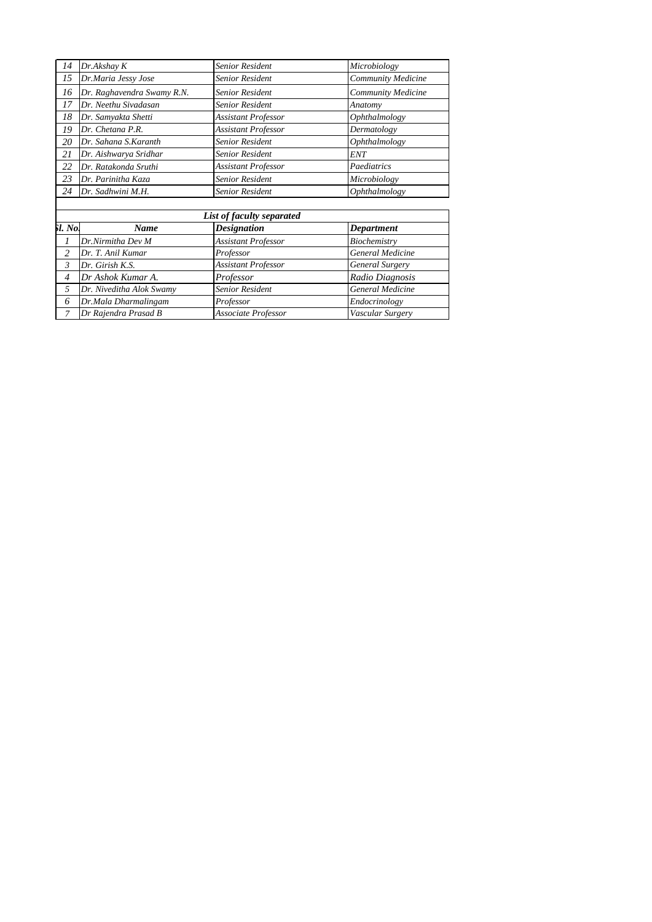| | | | |
|---|---|---|---|
| 14 | Dr.Akshay K | Senior Resident | Microbiology |
| 15 | Dr.Maria Jessy Jose | Senior Resident | Community Medicine |
| 16 | Dr. Raghavendra Swamy R.N. | Senior Resident | Community Medicine |
| 17 | Dr. Neethu Sivadasan | Senior Resident | Anatomy |
| 18 | Dr. Samyakta Shetti | Assistant Professor | Ophthalmology |
| 19 | Dr. Chetana P.R. | Assistant Professor | Dermatology |
| 20 | Dr. Sahana S.Karanth | Senior Resident | Ophthalmology |
| 21 | Dr. Aishwarya Sridhar | Senior Resident | ENT |
| 22 | Dr. Ratakonda Sruthi | Assistant Professor | Paediatrics |
| 23 | Dr. Parinitha Kaza | Senior Resident | Microbiology |
| 24 | Dr. Sadhwini M.H. | Senior Resident | Ophthalmology |

***List of faculty separated***

| *Sl. No.* | *Name* | *Designation* | *Department* |
|---|---|---|---|
| 1 | Dr.Nirmitha Dev M | Assistant Professor | Biochemistry |
| 2 | Dr. T. Anil Kumar | Professor | General Medicine |
| 3 | Dr. Girish K.S. | Assistant Professor | General Surgery |
| 4 | Dr Ashok Kumar A. | Professor | Radio Diagnosis |
| 5 | Dr. Niveditha Alok Swamy | Senior Resident | General Medicine |
| 6 | Dr.Mala Dharmalingam | Professor | Endocrinology |
| 7 | Dr Rajendra Prasad B | Associate Professor | Vascular Surgery |